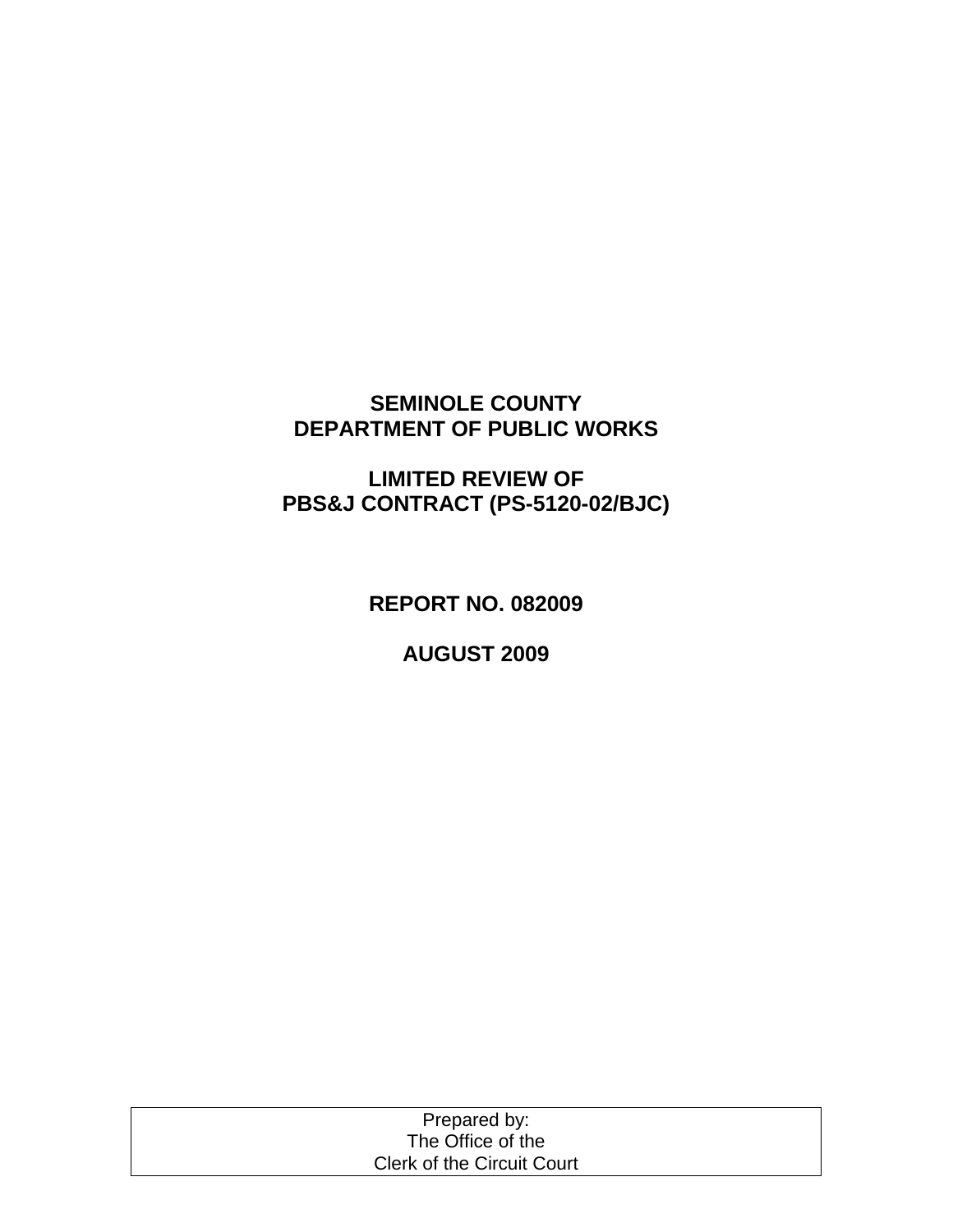# SEMINOLE COUNTY
# DEPARTMENT OF PUBLIC WORKS

## LIMITED REVIEW OF
## PBS&J CONTRACT (PS-5120-02/BJC)

**REPORT NO. 082009**

**AUGUST 2009**

| Prepared by: The Office of the Clerk of the Circuit Court |
| --- |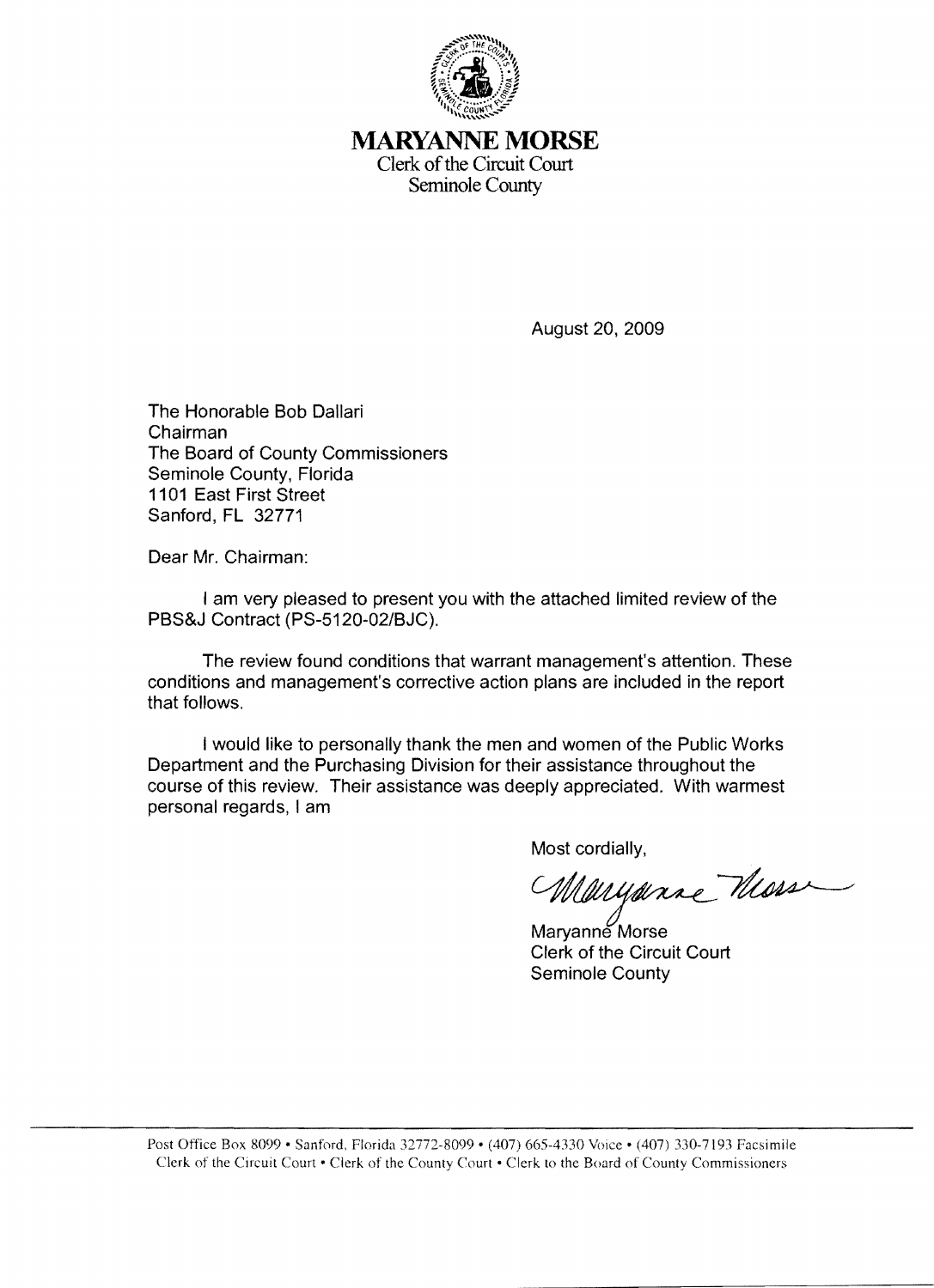# MARYANNE MORSE

Clerk of the Circuit Court
Seminole County

August 20, 2009

The Honorable Bob Dallari
Chairman
The Board of County Commissioners
Seminole County, Florida
1101 East First Street
Sanford, FL 32771

Dear Mr. Chairman:

I am very pleased to present you with the attached limited review of the PBS&J Contract (PS-5120-02/BJC).

The review found conditions that warrant management's attention. These conditions and management's corrective action plans are included in the report that follows.

I would like to personally thank the men and women of the Public Works Department and the Purchasing Division for their assistance throughout the course of this review. Their assistance was deeply appreciated. With warmest personal regards, I am

Most cordially,

Maryanne Morse

Maryanne Morse
Clerk of the Circuit Court
Seminole County

Post Office Box 8099 • Sanford, Florida 32772-8099 • (407) 665-4330 Voice • (407) 330-7193 Facsimile
Clerk of the Circuit Court • Clerk of the County Court • Clerk to the Board of County Commissioners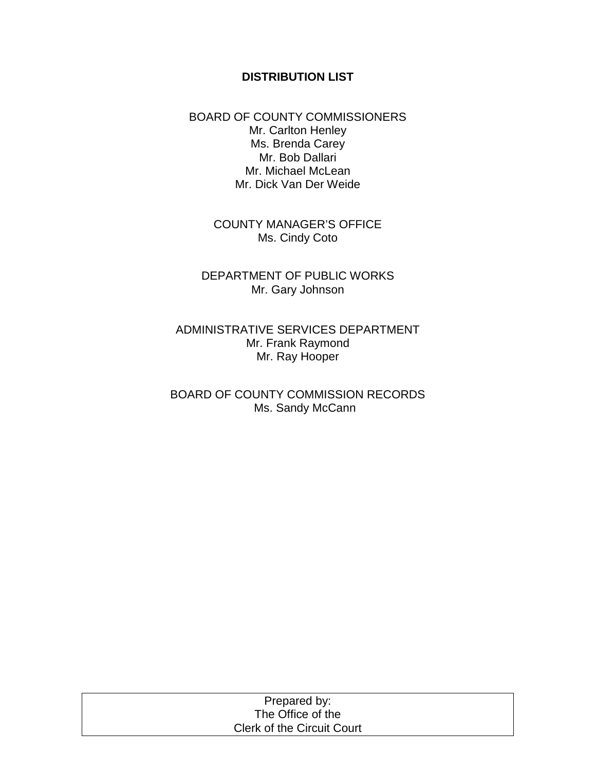# DISTRIBUTION LIST

BOARD OF COUNTY COMMISSIONERS
Mr. Carlton Henley
Ms. Brenda Carey
Mr. Bob Dallari
Mr. Michael McLean
Mr. Dick Van Der Weide

COUNTY MANAGER'S OFFICE
Ms. Cindy Coto

DEPARTMENT OF PUBLIC WORKS
Mr. Gary Johnson

ADMINISTRATIVE SERVICES DEPARTMENT
Mr. Frank Raymond
Mr. Ray Hooper

BOARD OF COUNTY COMMISSION RECORDS
Ms. Sandy McCann

| Prepared by: The Office of the Clerk of the Circuit Court |
| --- |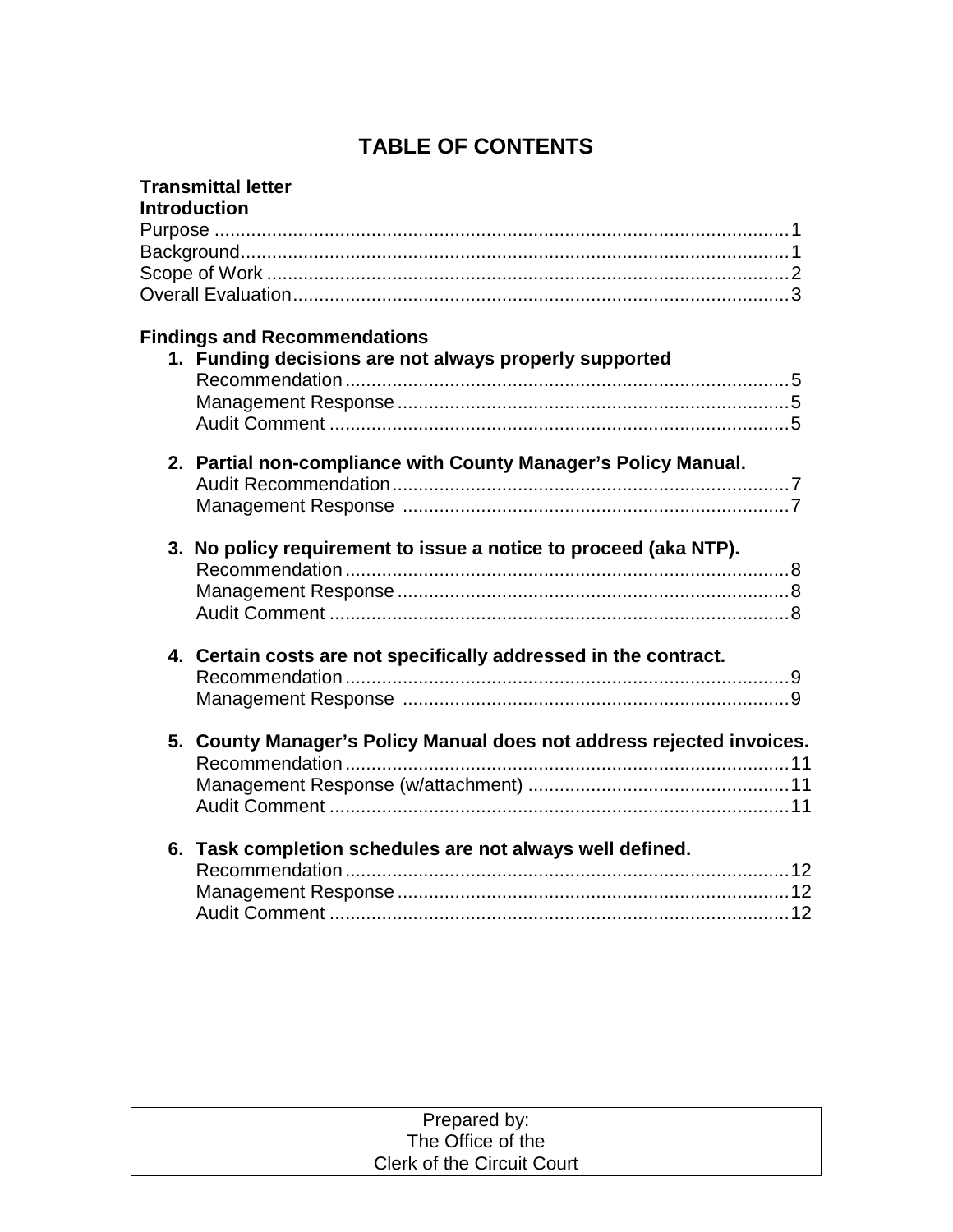# TABLE OF CONTENTS

**Transmittal letter**

**Introduction**

Purpose .............................................................................................................1
Background.........................................................................................................1
Scope of Work ....................................................................................................2
Overall Evaluation...............................................................................................3

**Findings and Recommendations**

1. **Funding decisions are not always properly supported**
   Recommendation ....................................................................................5
   Management Response ..........................................................................5
   Audit Comment .......................................................................................5

2. **Partial non-compliance with County Manager's Policy Manual.**
   Audit Recommendation ...........................................................................7
   Management Response .........................................................................7

3. **No policy requirement to issue a notice to proceed (aka NTP).**
   Recommendation ....................................................................................8
   Management Response ..........................................................................8
   Audit Comment .......................................................................................8

4. **Certain costs are not specifically addressed in the contract.**
   Recommendation ....................................................................................9
   Management Response .........................................................................9

5. **County Manager's Policy Manual does not address rejected invoices.**
   Recommendation ....................................................................................11
   Management Response (w/attachment) .................................................11
   Audit Comment .......................................................................................11

6. **Task completion schedules are not always well defined.**
   Recommendation ....................................................................................12
   Management Response ..........................................................................12
   Audit Comment .......................................................................................12

Prepared by:
The Office of the
Clerk of the Circuit Court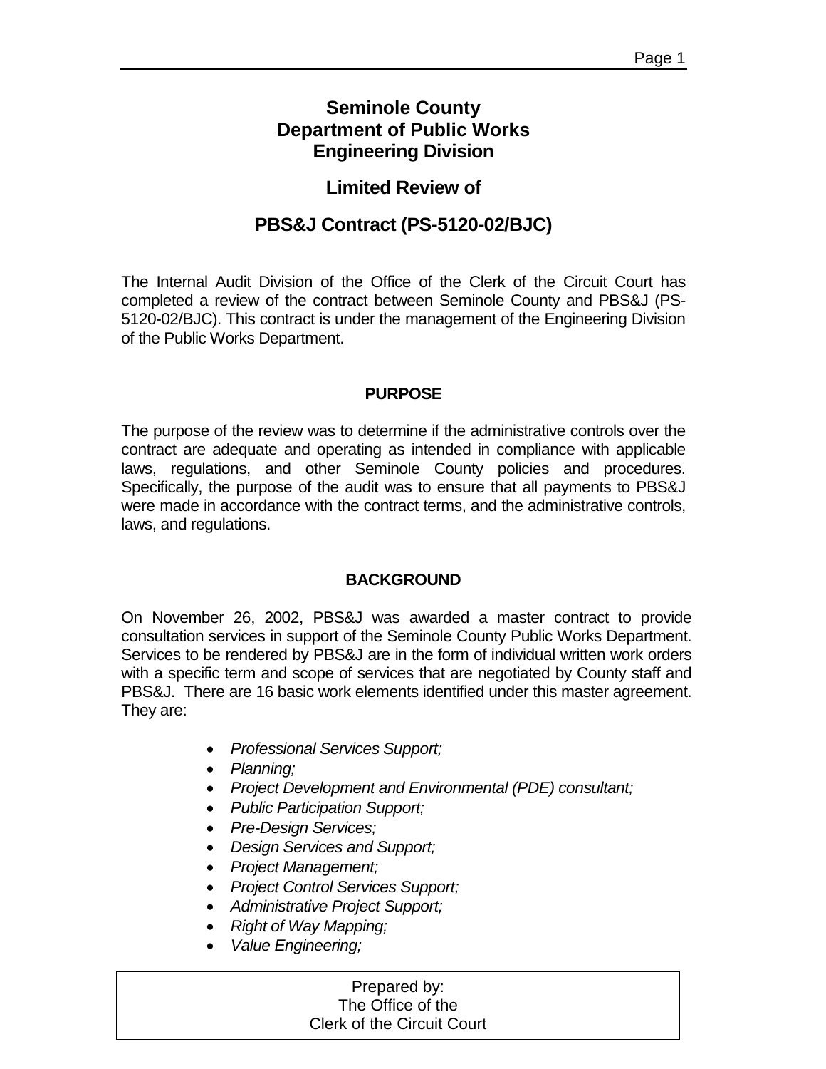# Seminole County
# Department of Public Works
# Engineering Division

## Limited Review of

## PBS&J Contract (PS-5120-02/BJC)

The Internal Audit Division of the Office of the Clerk of the Circuit Court has completed a review of the contract between Seminole County and PBS&J (PS-5120-02/BJC). This contract is under the management of the Engineering Division of the Public Works Department.

### PURPOSE

The purpose of the review was to determine if the administrative controls over the contract are adequate and operating as intended in compliance with applicable laws, regulations, and other Seminole County policies and procedures. Specifically, the purpose of the audit was to ensure that all payments to PBS&J were made in accordance with the contract terms, and the administrative controls, laws, and regulations.

### BACKGROUND

On November 26, 2002, PBS&J was awarded a master contract to provide consultation services in support of the Seminole County Public Works Department. Services to be rendered by PBS&J are in the form of individual written work orders with a specific term and scope of services that are negotiated by County staff and PBS&J. There are 16 basic work elements identified under this master agreement. They are:

- *Professional Services Support;*
- *Planning;*
- *Project Development and Environmental (PDE) consultant;*
- *Public Participation Support;*
- *Pre-Design Services;*
- *Design Services and Support;*
- *Project Management;*
- *Project Control Services Support;*
- *Administrative Project Support;*
- *Right of Way Mapping;*
- *Value Engineering;*

Prepared by:
The Office of the
Clerk of the Circuit Court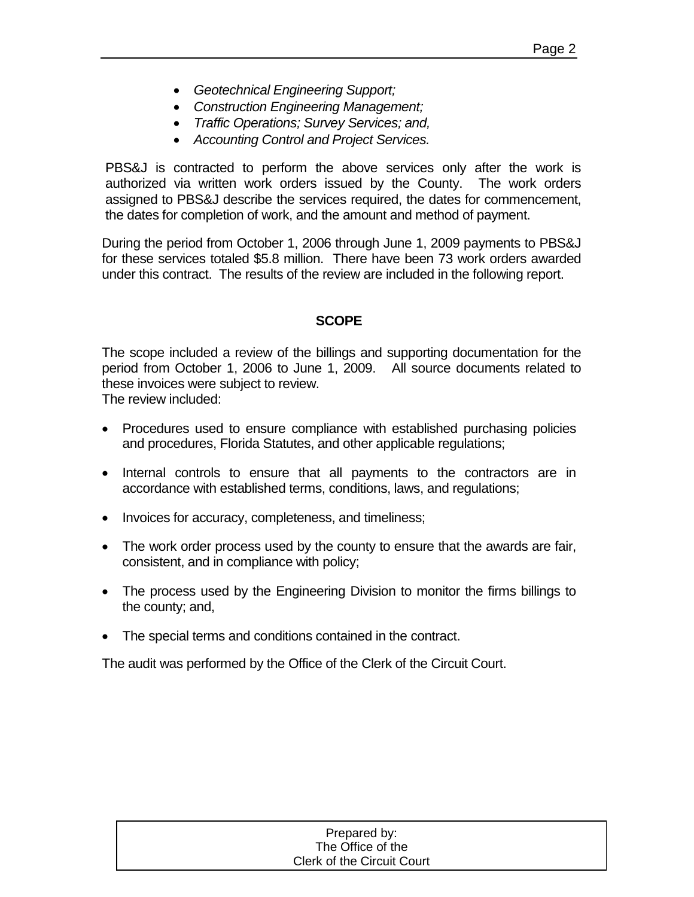- *Geotechnical Engineering Support;*
- *Construction Engineering Management;*
- *Traffic Operations; Survey Services; and,*
- *Accounting Control and Project Services.*

PBS&J is contracted to perform the above services only after the work is authorized via written work orders issued by the County. The work orders assigned to PBS&J describe the services required, the dates for commencement, the dates for completion of work, and the amount and method of payment.

During the period from October 1, 2006 through June 1, 2009 payments to PBS&J for these services totaled $5.8 million. There have been 73 work orders awarded under this contract. The results of the review are included in the following report.

**SCOPE**

The scope included a review of the billings and supporting documentation for the period from October 1, 2006 to June 1, 2009. All source documents related to these invoices were subject to review.
The review included:

- Procedures used to ensure compliance with established purchasing policies and procedures, Florida Statutes, and other applicable regulations;
- Internal controls to ensure that all payments to the contractors are in accordance with established terms, conditions, laws, and regulations;
- Invoices for accuracy, completeness, and timeliness;
- The work order process used by the county to ensure that the awards are fair, consistent, and in compliance with policy;
- The process used by the Engineering Division to monitor the firms billings to the county; and,
- The special terms and conditions contained in the contract.

The audit was performed by the Office of the Clerk of the Circuit Court.

Prepared by:
The Office of the
Clerk of the Circuit Court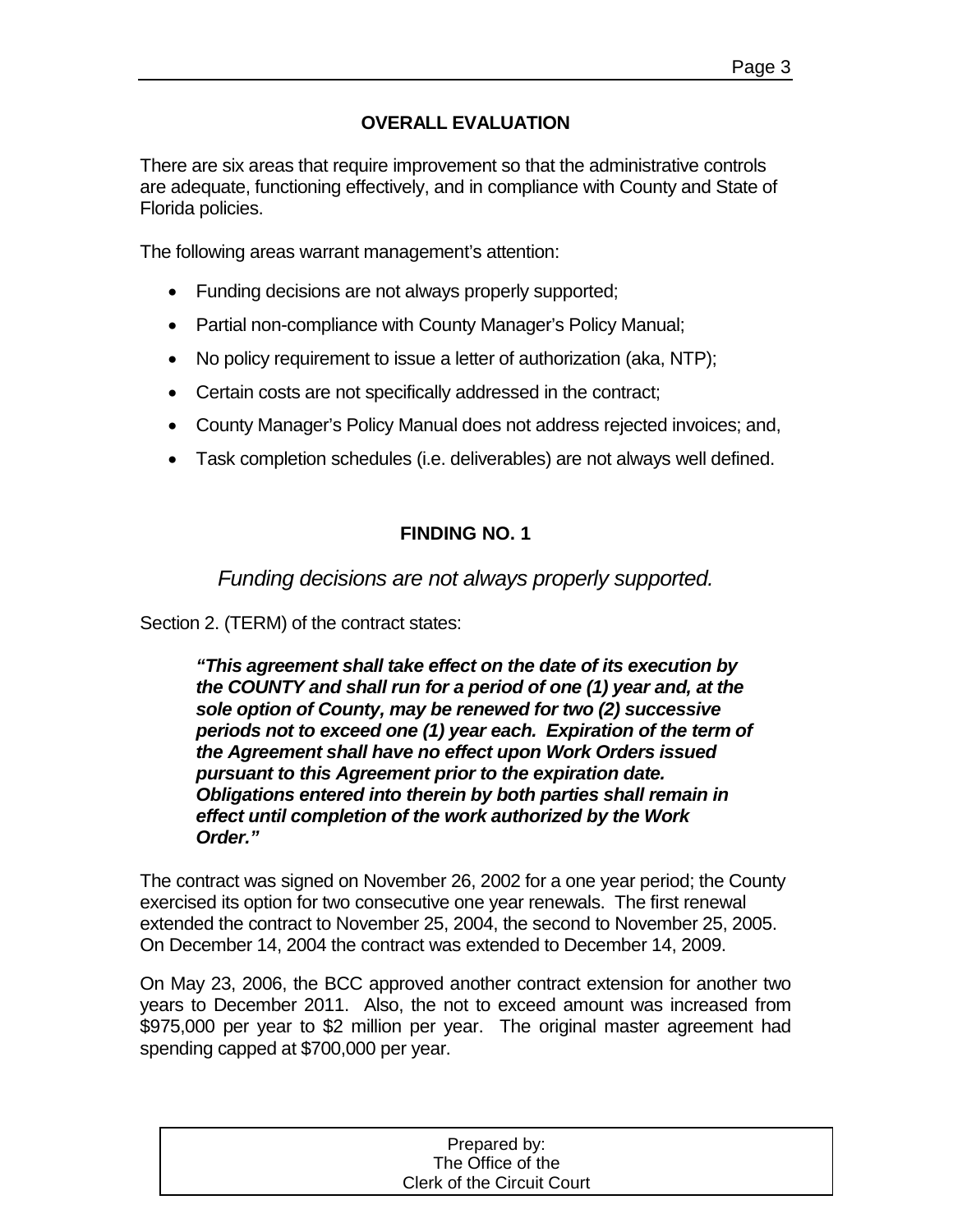## OVERALL EVALUATION

There are six areas that require improvement so that the administrative controls are adequate, functioning effectively, and in compliance with County and State of Florida policies.

The following areas warrant management's attention:

- Funding decisions are not always properly supported;
- Partial non-compliance with County Manager's Policy Manual;
- No policy requirement to issue a letter of authorization (aka, NTP);
- Certain costs are not specifically addressed in the contract;
- County Manager's Policy Manual does not address rejected invoices; and,
- Task completion schedules (i.e. deliverables) are not always well defined.

## FINDING NO. 1

*Funding decisions are not always properly supported.*

Section 2. (TERM) of the contract states:

> ***"This agreement shall take effect on the date of its execution by the COUNTY and shall run for a period of one (1) year and, at the sole option of County, may be renewed for two (2) successive periods not to exceed one (1) year each. Expiration of the term of the Agreement shall have no effect upon Work Orders issued pursuant to this Agreement prior to the expiration date. Obligations entered into therein by both parties shall remain in effect until completion of the work authorized by the Work Order."***

The contract was signed on November 26, 2002 for a one year period; the County exercised its option for two consecutive one year renewals. The first renewal extended the contract to November 25, 2004, the second to November 25, 2005. On December 14, 2004 the contract was extended to December 14, 2009.

On May 23, 2006, the BCC approved another contract extension for another two years to December 2011. Also, the not to exceed amount was increased from $975,000 per year to $2 million per year. The original master agreement had spending capped at $700,000 per year.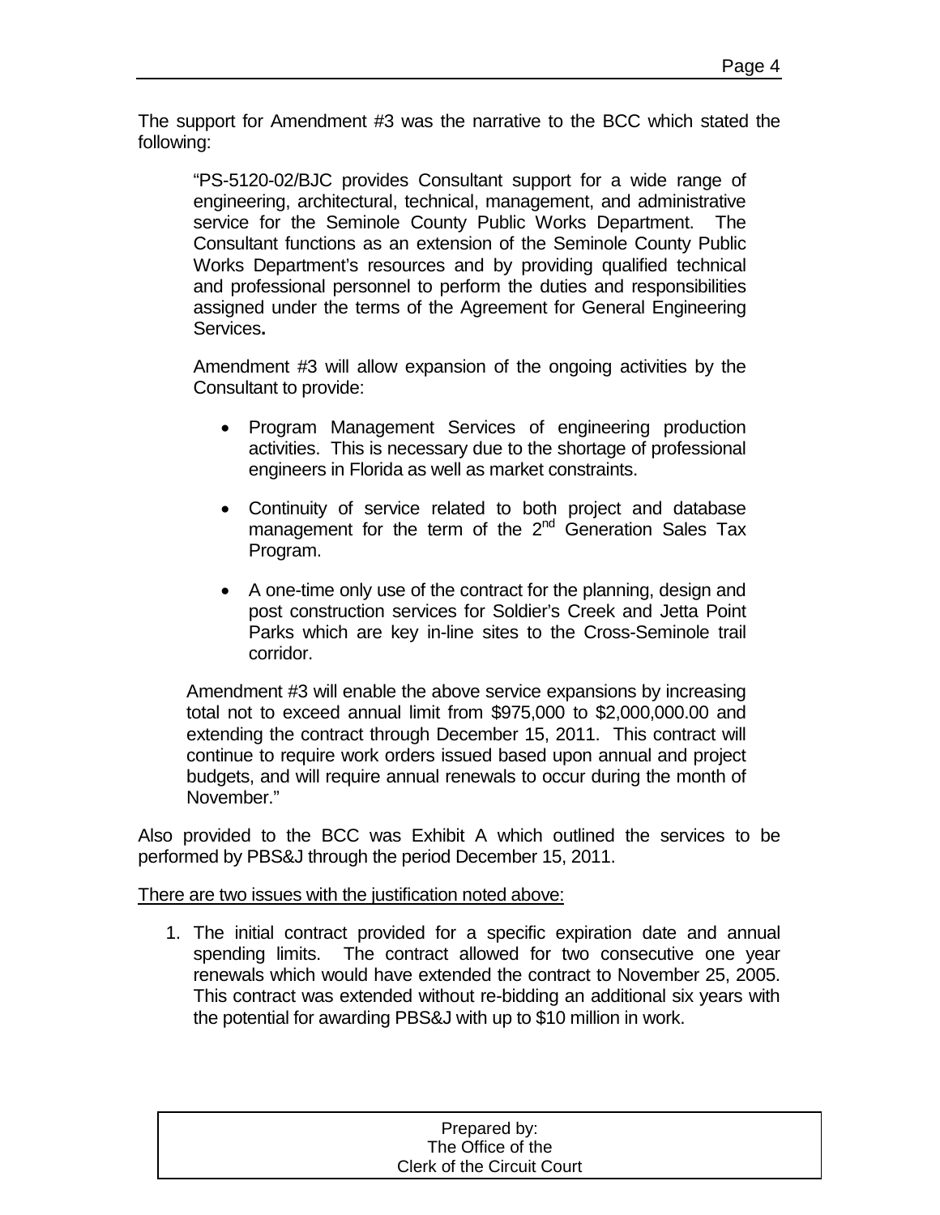The support for Amendment #3 was the narrative to the BCC which stated the following:

> "PS-5120-02/BJC provides Consultant support for a wide range of engineering, architectural, technical, management, and administrative service for the Seminole County Public Works Department. The Consultant functions as an extension of the Seminole County Public Works Department's resources and by providing qualified technical and professional personnel to perform the duties and responsibilities assigned under the terms of the Agreement for General Engineering Services**.**
>
> Amendment #3 will allow expansion of the ongoing activities by the Consultant to provide:
>
> - Program Management Services of engineering production activities. This is necessary due to the shortage of professional engineers in Florida as well as market constraints.
> - Continuity of service related to both project and database management for the term of the 2nd Generation Sales Tax Program.
> - A one-time only use of the contract for the planning, design and post construction services for Soldier's Creek and Jetta Point Parks which are key in-line sites to the Cross-Seminole trail corridor.
>
> Amendment #3 will enable the above service expansions by increasing total not to exceed annual limit from $975,000 to $2,000,000.00 and extending the contract through December 15, 2011. This contract will continue to require work orders issued based upon annual and project budgets, and will require annual renewals to occur during the month of November."

Also provided to the BCC was Exhibit A which outlined the services to be performed by PBS&J through the period December 15, 2011.

<u>There are two issues with the justification noted above:</u>

1. The initial contract provided for a specific expiration date and annual spending limits. The contract allowed for two consecutive one year renewals which would have extended the contract to November 25, 2005. This contract was extended without re-bidding an additional six years with the potential for awarding PBS&J with up to $10 million in work.

Prepared by:
The Office of the
Clerk of the Circuit Court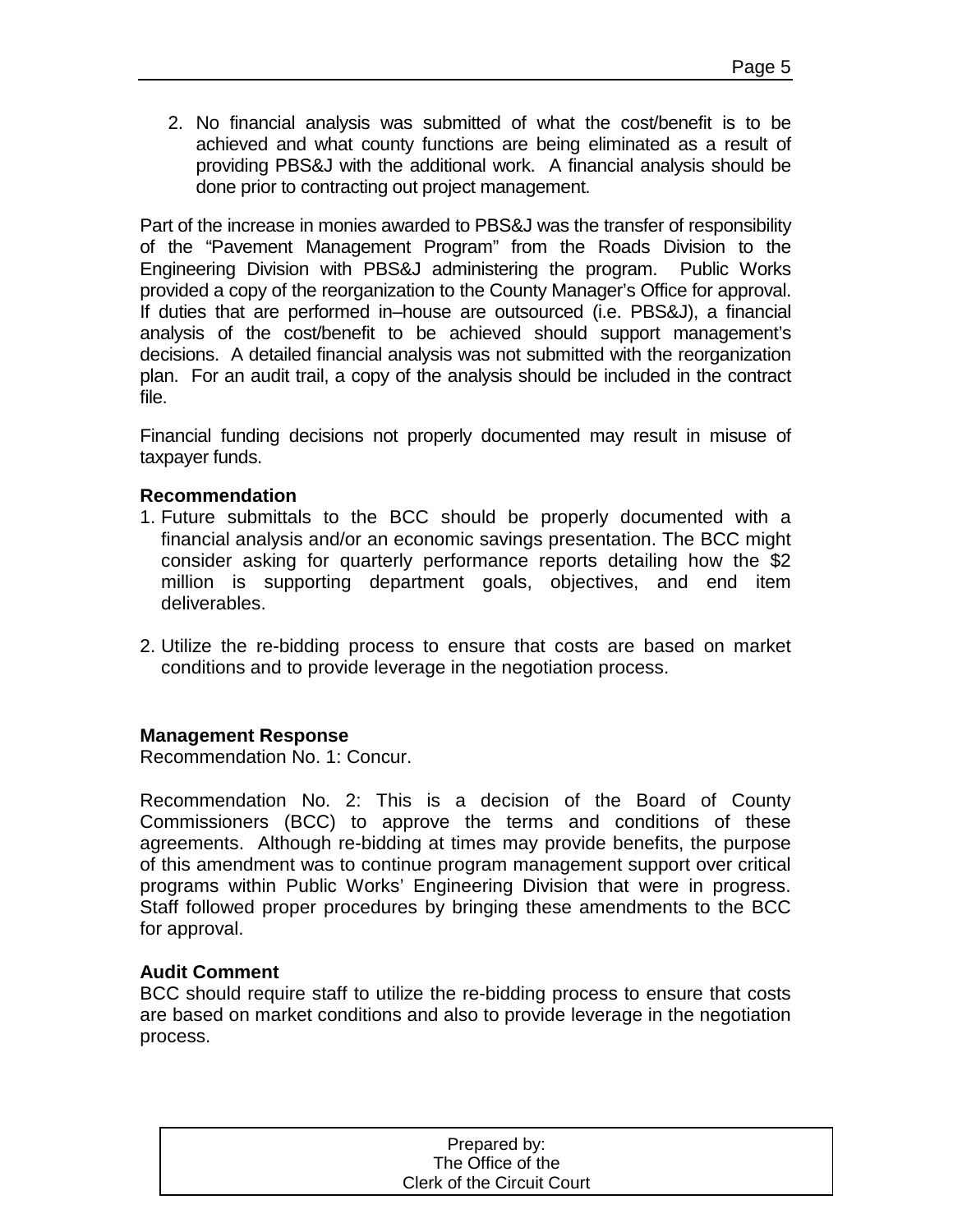2. No financial analysis was submitted of what the cost/benefit is to be achieved and what county functions are being eliminated as a result of providing PBS&J with the additional work. A financial analysis should be done prior to contracting out project management.

Part of the increase in monies awarded to PBS&J was the transfer of responsibility of the "Pavement Management Program" from the Roads Division to the Engineering Division with PBS&J administering the program. Public Works provided a copy of the reorganization to the County Manager's Office for approval. If duties that are performed in–house are outsourced (i.e. PBS&J), a financial analysis of the cost/benefit to be achieved should support management's decisions. A detailed financial analysis was not submitted with the reorganization plan. For an audit trail, a copy of the analysis should be included in the contract file.

Financial funding decisions not properly documented may result in misuse of taxpayer funds.

**Recommendation**

1. Future submittals to the BCC should be properly documented with a financial analysis and/or an economic savings presentation. The BCC might consider asking for quarterly performance reports detailing how the $2 million is supporting department goals, objectives, and end item deliverables.

2. Utilize the re-bidding process to ensure that costs are based on market conditions and to provide leverage in the negotiation process.

**Management Response**

Recommendation No. 1: Concur.

Recommendation No. 2: This is a decision of the Board of County Commissioners (BCC) to approve the terms and conditions of these agreements. Although re-bidding at times may provide benefits, the purpose of this amendment was to continue program management support over critical programs within Public Works' Engineering Division that were in progress. Staff followed proper procedures by bringing these amendments to the BCC for approval.

**Audit Comment**

BCC should require staff to utilize the re-bidding process to ensure that costs are based on market conditions and also to provide leverage in the negotiation process.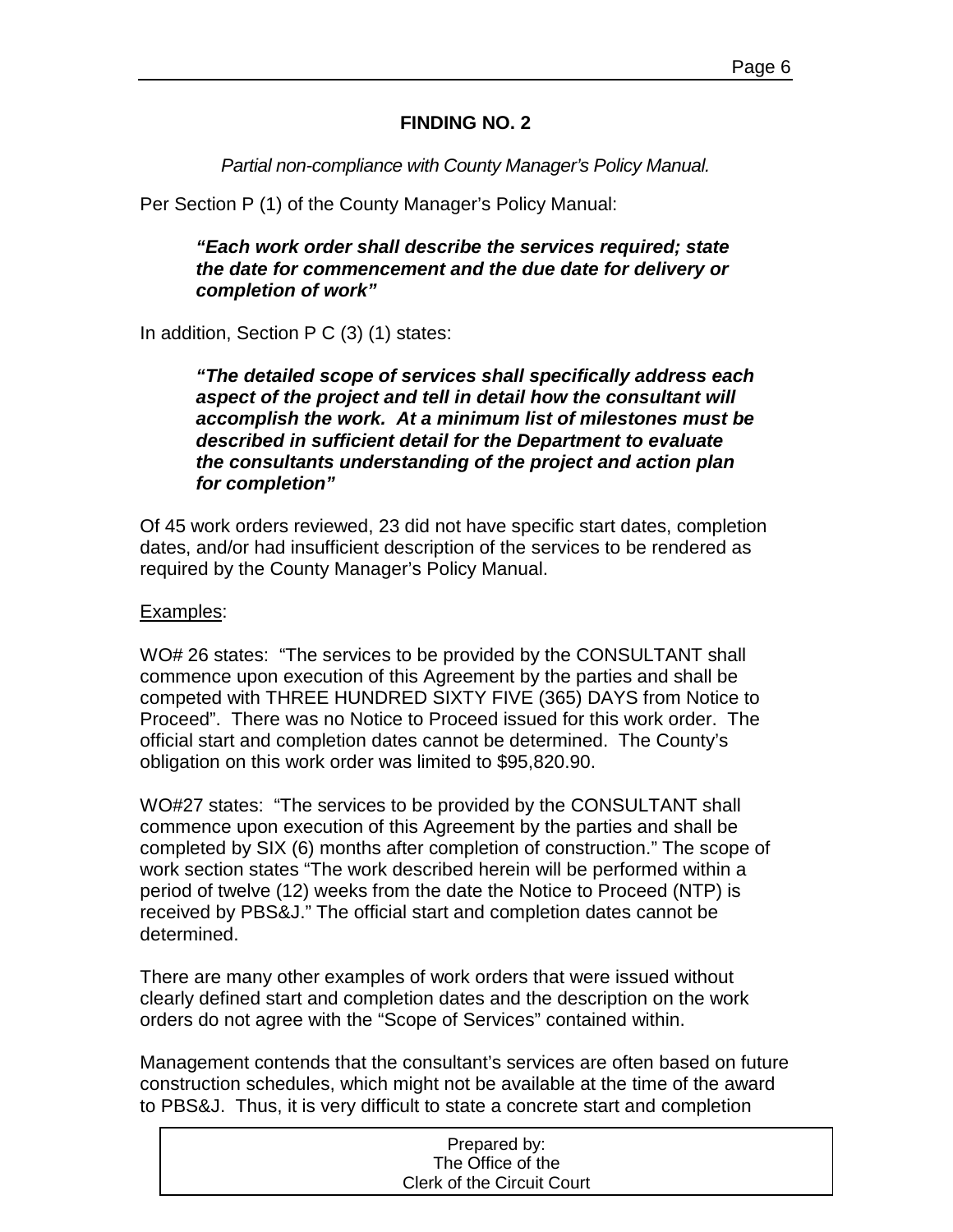## FINDING NO. 2

*Partial non-compliance with County Manager's Policy Manual.*

Per Section P (1) of the County Manager's Policy Manual:

> ***"Each work order shall describe the services required; state the date for commencement and the due date for delivery or completion of work"***

In addition, Section P C (3) (1) states:

> ***"The detailed scope of services shall specifically address each aspect of the project and tell in detail how the consultant will accomplish the work. At a minimum list of milestones must be described in sufficient detail for the Department to evaluate the consultants understanding of the project and action plan for completion"***

Of 45 work orders reviewed, 23 did not have specific start dates, completion dates, and/or had insufficient description of the services to be rendered as required by the County Manager's Policy Manual.

Examples:

WO# 26 states: "The services to be provided by the CONSULTANT shall commence upon execution of this Agreement by the parties and shall be competed with THREE HUNDRED SIXTY FIVE (365) DAYS from Notice to Proceed". There was no Notice to Proceed issued for this work order. The official start and completion dates cannot be determined. The County's obligation on this work order was limited to $95,820.90.

WO#27 states: "The services to be provided by the CONSULTANT shall commence upon execution of this Agreement by the parties and shall be completed by SIX (6) months after completion of construction." The scope of work section states "The work described herein will be performed within a period of twelve (12) weeks from the date the Notice to Proceed (NTP) is received by PBS&J." The official start and completion dates cannot be determined.

There are many other examples of work orders that were issued without clearly defined start and completion dates and the description on the work orders do not agree with the "Scope of Services" contained within.

Management contends that the consultant's services are often based on future construction schedules, which might not be available at the time of the award to PBS&J. Thus, it is very difficult to state a concrete start and completion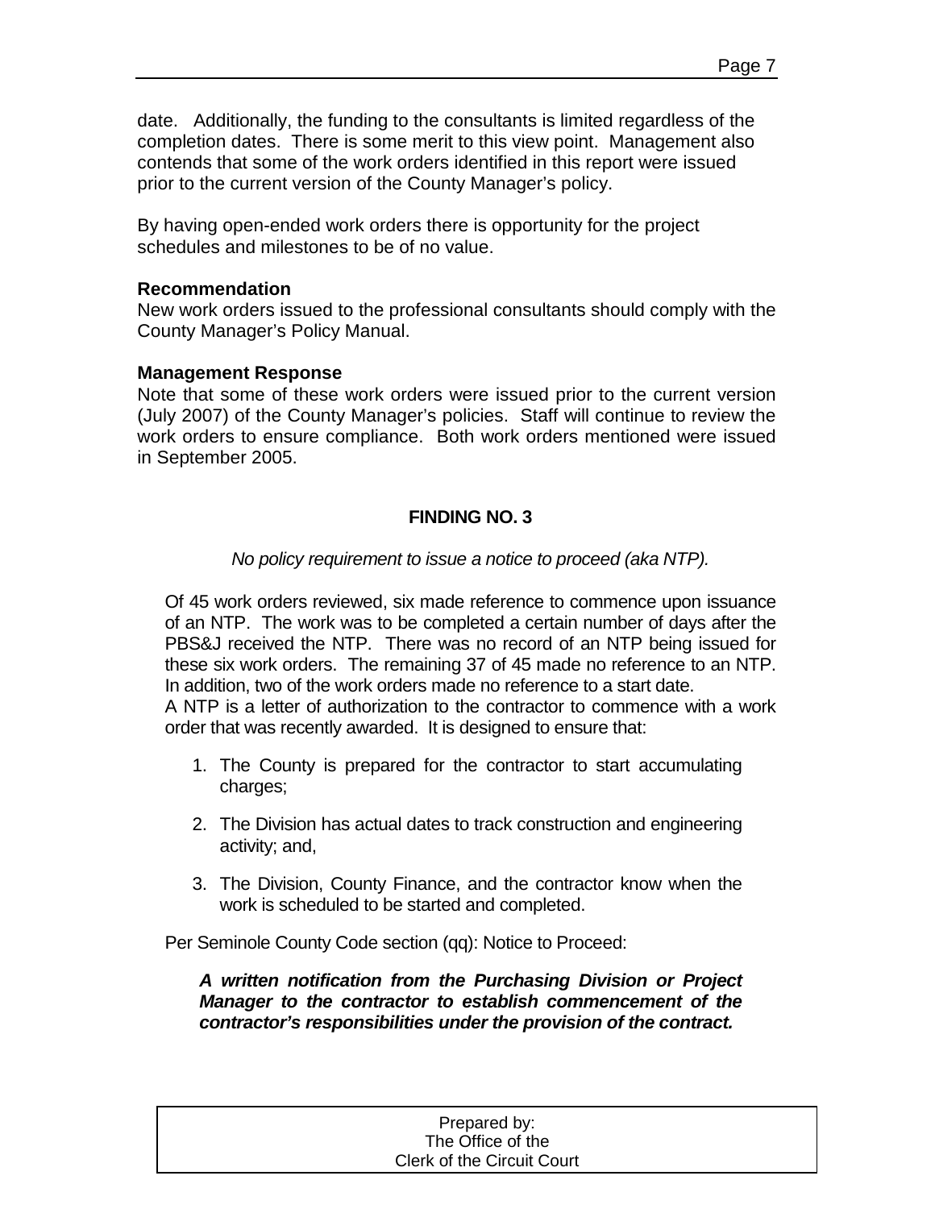date. Additionally, the funding to the consultants is limited regardless of the completion dates. There is some merit to this view point. Management also contends that some of the work orders identified in this report were issued prior to the current version of the County Manager's policy.

By having open-ended work orders there is opportunity for the project schedules and milestones to be of no value.

**Recommendation**

New work orders issued to the professional consultants should comply with the County Manager's Policy Manual.

**Management Response**

Note that some of these work orders were issued prior to the current version (July 2007) of the County Manager's policies. Staff will continue to review the work orders to ensure compliance. Both work orders mentioned were issued in September 2005.

## FINDING NO. 3

*No policy requirement to issue a notice to proceed (aka NTP).*

Of 45 work orders reviewed, six made reference to commence upon issuance of an NTP. The work was to be completed a certain number of days after the PBS&J received the NTP. There was no record of an NTP being issued for these six work orders. The remaining 37 of 45 made no reference to an NTP. In addition, two of the work orders made no reference to a start date.

A NTP is a letter of authorization to the contractor to commence with a work order that was recently awarded. It is designed to ensure that:

1. The County is prepared for the contractor to start accumulating charges;
2. The Division has actual dates to track construction and engineering activity; and,
3. The Division, County Finance, and the contractor know when the work is scheduled to be started and completed.

Per Seminole County Code section (qq): Notice to Proceed:

***A written notification from the Purchasing Division or Project Manager to the contractor to establish commencement of the contractor's responsibilities under the provision of the contract.***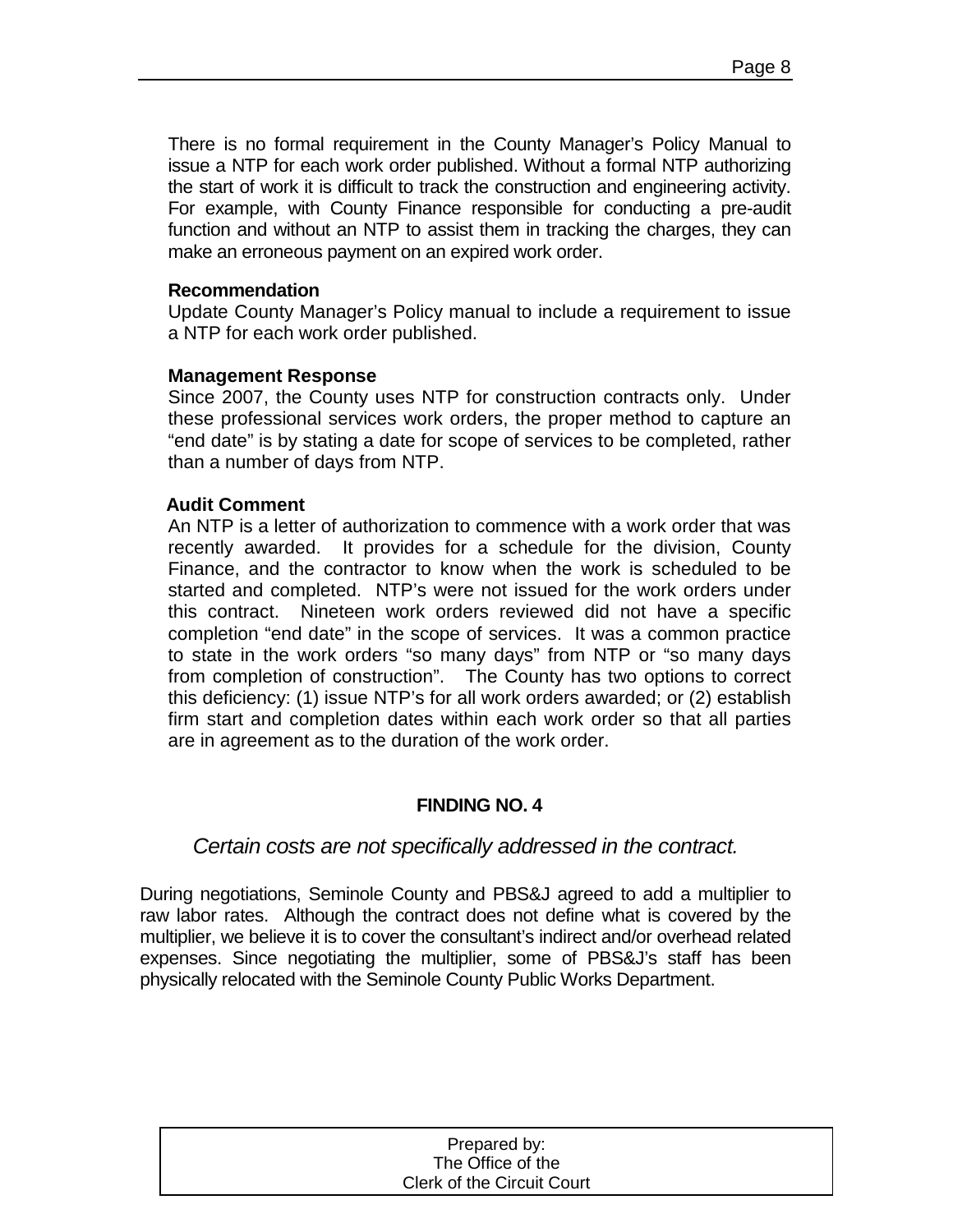There is no formal requirement in the County Manager's Policy Manual to issue a NTP for each work order published. Without a formal NTP authorizing the start of work it is difficult to track the construction and engineering activity. For example, with County Finance responsible for conducting a pre-audit function and without an NTP to assist them in tracking the charges, they can make an erroneous payment on an expired work order.

**Recommendation**

Update County Manager's Policy manual to include a requirement to issue a NTP for each work order published.

**Management Response**

Since 2007, the County uses NTP for construction contracts only. Under these professional services work orders, the proper method to capture an "end date" is by stating a date for scope of services to be completed, rather than a number of days from NTP.

**Audit Comment**

An NTP is a letter of authorization to commence with a work order that was recently awarded. It provides for a schedule for the division, County Finance, and the contractor to know when the work is scheduled to be started and completed. NTP's were not issued for the work orders under this contract. Nineteen work orders reviewed did not have a specific completion "end date" in the scope of services. It was a common practice to state in the work orders "so many days" from NTP or "so many days from completion of construction". The County has two options to correct this deficiency: (1) issue NTP's for all work orders awarded; or (2) establish firm start and completion dates within each work order so that all parties are in agreement as to the duration of the work order.

## FINDING NO. 4

*Certain costs are not specifically addressed in the contract.*

During negotiations, Seminole County and PBS&J agreed to add a multiplier to raw labor rates. Although the contract does not define what is covered by the multiplier, we believe it is to cover the consultant's indirect and/or overhead related expenses. Since negotiating the multiplier, some of PBS&J's staff has been physically relocated with the Seminole County Public Works Department.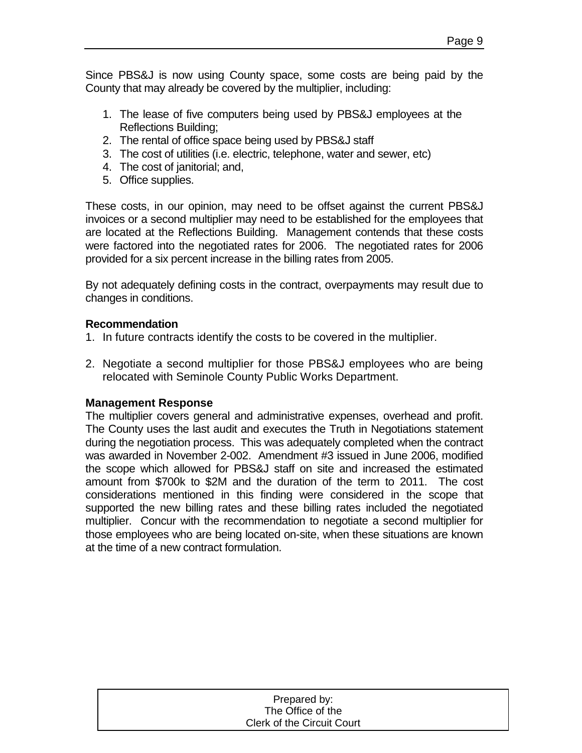Since PBS&J is now using County space, some costs are being paid by the County that may already be covered by the multiplier, including:

1. The lease of five computers being used by PBS&J employees at the Reflections Building;
2. The rental of office space being used by PBS&J staff
3. The cost of utilities (i.e. electric, telephone, water and sewer, etc)
4. The cost of janitorial; and,
5. Office supplies.

These costs, in our opinion, may need to be offset against the current PBS&J invoices or a second multiplier may need to be established for the employees that are located at the Reflections Building. Management contends that these costs were factored into the negotiated rates for 2006. The negotiated rates for 2006 provided for a six percent increase in the billing rates from 2005.

By not adequately defining costs in the contract, overpayments may result due to changes in conditions.

**Recommendation**

1. In future contracts identify the costs to be covered in the multiplier.
2. Negotiate a second multiplier for those PBS&J employees who are being relocated with Seminole County Public Works Department.

**Management Response**

The multiplier covers general and administrative expenses, overhead and profit. The County uses the last audit and executes the Truth in Negotiations statement during the negotiation process. This was adequately completed when the contract was awarded in November 2-002. Amendment #3 issued in June 2006, modified the scope which allowed for PBS&J staff on site and increased the estimated amount from $700k to $2M and the duration of the term to 2011. The cost considerations mentioned in this finding were considered in the scope that supported the new billing rates and these billing rates included the negotiated multiplier. Concur with the recommendation to negotiate a second multiplier for those employees who are being located on-site, when these situations are known at the time of a new contract formulation.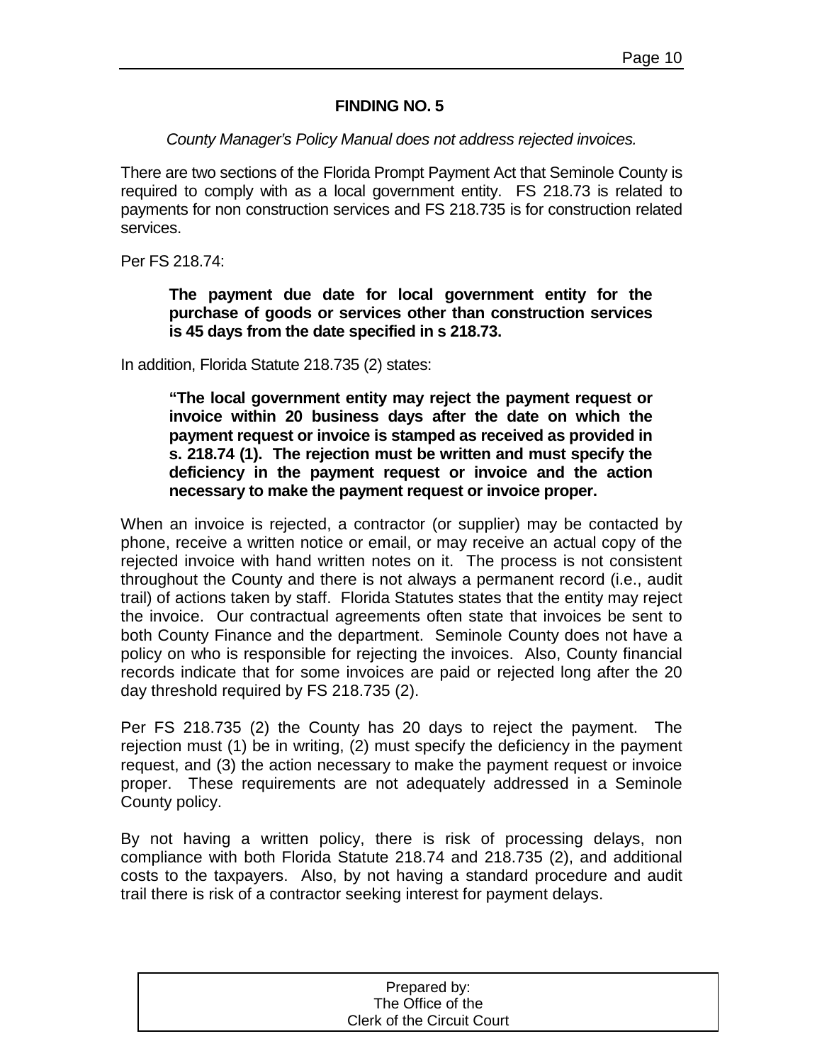## FINDING NO. 5

*County Manager's Policy Manual does not address rejected invoices.*

There are two sections of the Florida Prompt Payment Act that Seminole County is required to comply with as a local government entity. FS 218.73 is related to payments for non construction services and FS 218.735 is for construction related services.

Per FS 218.74:

> **The payment due date for local government entity for the purchase of goods or services other than construction services is 45 days from the date specified in s 218.73.**

In addition, Florida Statute 218.735 (2) states:

> **"The local government entity may reject the payment request or invoice within 20 business days after the date on which the payment request or invoice is stamped as received as provided in s. 218.74 (1). The rejection must be written and must specify the deficiency in the payment request or invoice and the action necessary to make the payment request or invoice proper.**

When an invoice is rejected, a contractor (or supplier) may be contacted by phone, receive a written notice or email, or may receive an actual copy of the rejected invoice with hand written notes on it. The process is not consistent throughout the County and there is not always a permanent record (i.e., audit trail) of actions taken by staff. Florida Statutes states that the entity may reject the invoice. Our contractual agreements often state that invoices be sent to both County Finance and the department. Seminole County does not have a policy on who is responsible for rejecting the invoices. Also, County financial records indicate that for some invoices are paid or rejected long after the 20 day threshold required by FS 218.735 (2).

Per FS 218.735 (2) the County has 20 days to reject the payment. The rejection must (1) be in writing, (2) must specify the deficiency in the payment request, and (3) the action necessary to make the payment request or invoice proper. These requirements are not adequately addressed in a Seminole County policy.

By not having a written policy, there is risk of processing delays, non compliance with both Florida Statute 218.74 and 218.735 (2), and additional costs to the taxpayers. Also, by not having a standard procedure and audit trail there is risk of a contractor seeking interest for payment delays.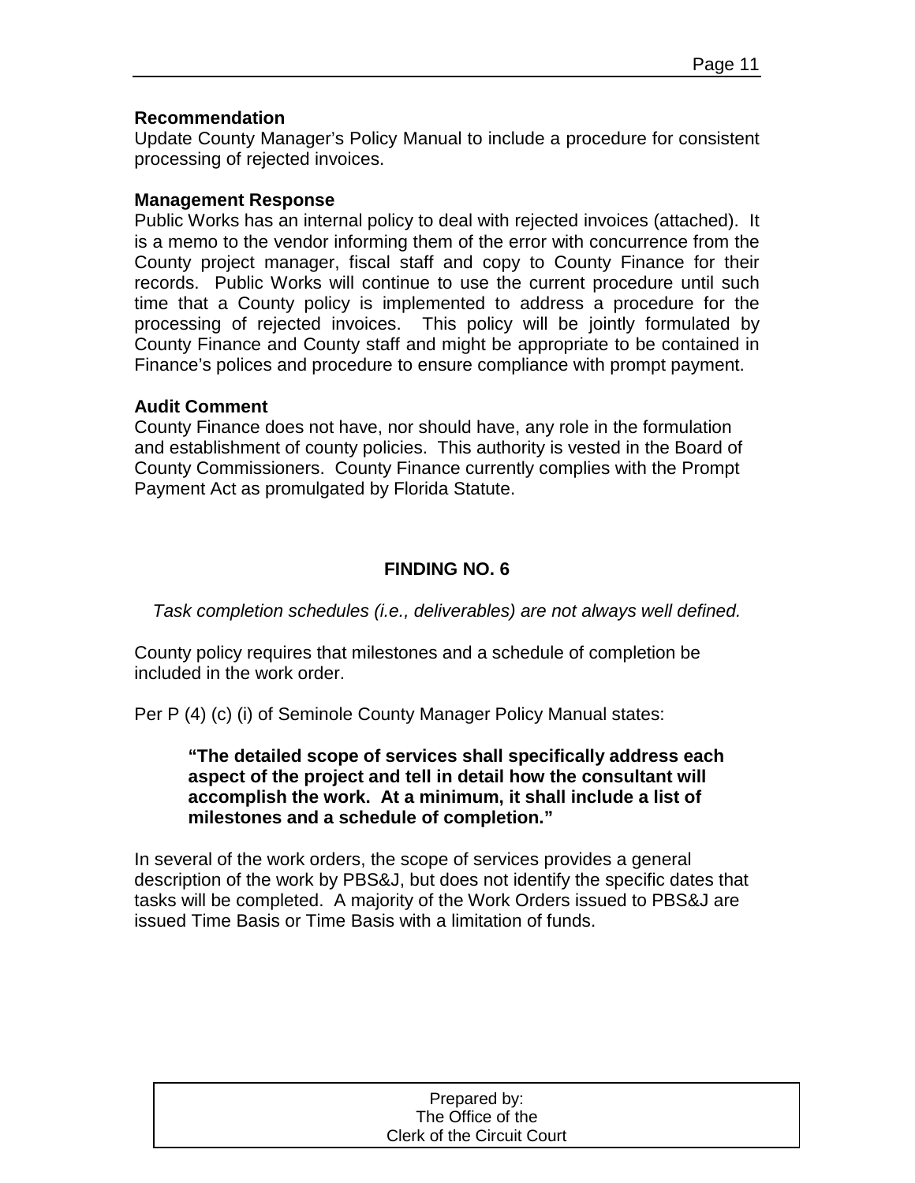**Recommendation**

Update County Manager's Policy Manual to include a procedure for consistent processing of rejected invoices.

**Management Response**

Public Works has an internal policy to deal with rejected invoices (attached). It is a memo to the vendor informing them of the error with concurrence from the County project manager, fiscal staff and copy to County Finance for their records. Public Works will continue to use the current procedure until such time that a County policy is implemented to address a procedure for the processing of rejected invoices. This policy will be jointly formulated by County Finance and County staff and might be appropriate to be contained in Finance's polices and procedure to ensure compliance with prompt payment.

**Audit Comment**

County Finance does not have, nor should have, any role in the formulation and establishment of county policies. This authority is vested in the Board of County Commissioners. County Finance currently complies with the Prompt Payment Act as promulgated by Florida Statute.

## FINDING NO. 6

*Task completion schedules (i.e., deliverables) are not always well defined.*

County policy requires that milestones and a schedule of completion be included in the work order.

Per P (4) (c) (i) of Seminole County Manager Policy Manual states:

> **"The detailed scope of services shall specifically address each aspect of the project and tell in detail how the consultant will accomplish the work. At a minimum, it shall include a list of milestones and a schedule of completion."**

In several of the work orders, the scope of services provides a general description of the work by PBS&J, but does not identify the specific dates that tasks will be completed. A majority of the Work Orders issued to PBS&J are issued Time Basis or Time Basis with a limitation of funds.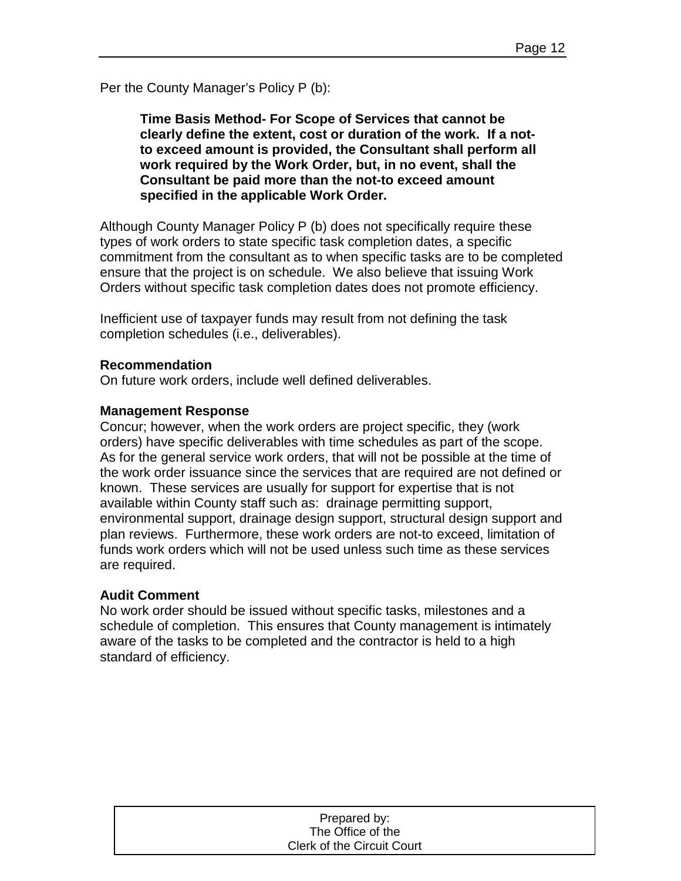Per the County Manager's Policy P (b):

> **Time Basis Method- For Scope of Services that cannot be clearly define the extent, cost or duration of the work. If a not-to exceed amount is provided, the Consultant shall perform all work required by the Work Order, but, in no event, shall the Consultant be paid more than the not-to exceed amount specified in the applicable Work Order.**

Although County Manager Policy P (b) does not specifically require these types of work orders to state specific task completion dates, a specific commitment from the consultant as to when specific tasks are to be completed ensure that the project is on schedule. We also believe that issuing Work Orders without specific task completion dates does not promote efficiency.

Inefficient use of taxpayer funds may result from not defining the task completion schedules (i.e., deliverables).

**Recommendation**
On future work orders, include well defined deliverables.

**Management Response**
Concur; however, when the work orders are project specific, they (work orders) have specific deliverables with time schedules as part of the scope. As for the general service work orders, that will not be possible at the time of the work order issuance since the services that are required are not defined or known. These services are usually for support for expertise that is not available within County staff such as: drainage permitting support, environmental support, drainage design support, structural design support and plan reviews. Furthermore, these work orders are not-to exceed, limitation of funds work orders which will not be used unless such time as these services are required.

**Audit Comment**
No work order should be issued without specific tasks, milestones and a schedule of completion. This ensures that County management is intimately aware of the tasks to be completed and the contractor is held to a high standard of efficiency.